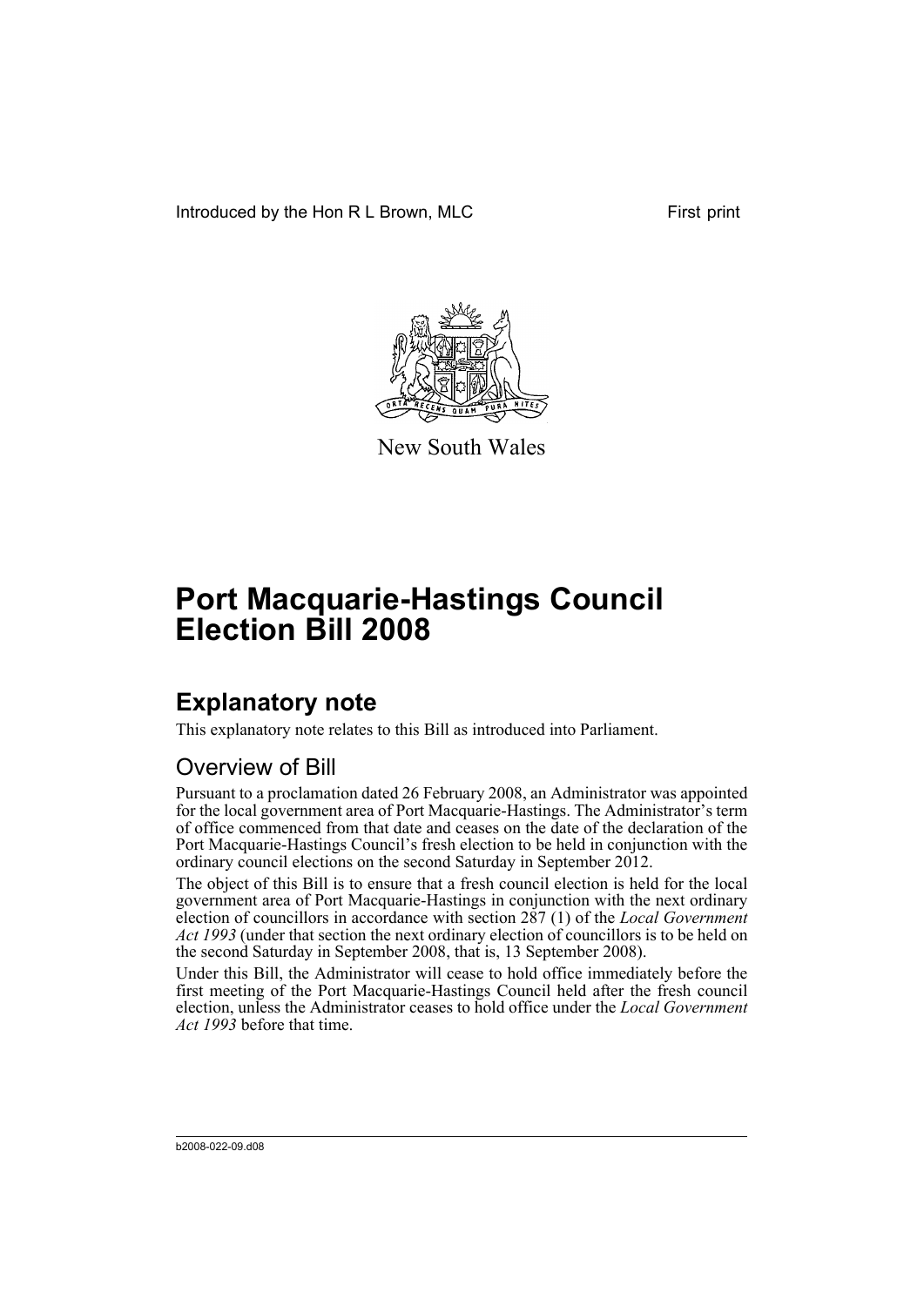Introduced by the Hon R L Brown, MLC

First print

New South Wales

# Port Macquarie-Hastings Council Election Bill 2008

## Explanatory note

This explanatory note relates to this Bill as introduced into Parliament.

### Overview of Bill

Pursuant to a proclamation dated 26 February 2008, an Administrator was appointed for the local government area of Port Macquarie-Hastings. The Administrator's term of office commenced from that date and ceases on the date of the declaration of the Port Macquarie-Hastings Council's fresh election to be held in conjunction with the ordinary council elections on the second Saturday in September 2012.

The object of this Bill is to ensure that a fresh council election is held for the local government area of Port Macquarie-Hastings in conjunction with the next ordinary election of councillors in accordance with section 287 (1) of the *Local Government Act 1993* (under that section the next ordinary election of councillors is to be held on the second Saturday in September 2008, that is, 13 September 2008).

Under this Bill, the Administrator will cease to hold office immediately before the first meeting of the Port Macquarie-Hastings Council held after the fresh council election, unless the Administrator ceases to hold office under the *Local Government Act 1993* before that time.

b2008-022-09.d08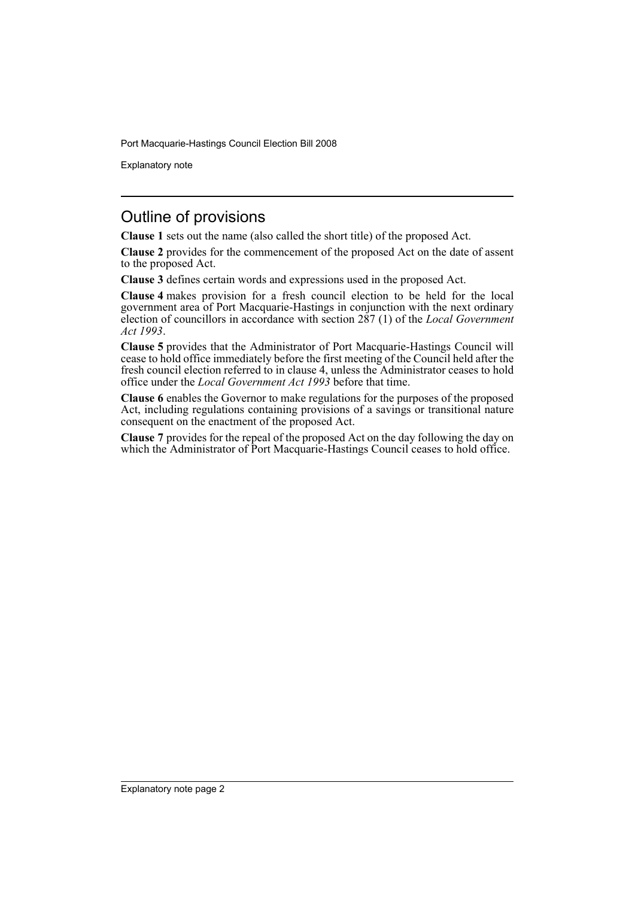## Outline of provisions

**Clause 1** sets out the name (also called the short title) of the proposed Act.

**Clause 2** provides for the commencement of the proposed Act on the date of assent to the proposed Act.

**Clause 3** defines certain words and expressions used in the proposed Act.

**Clause 4** makes provision for a fresh council election to be held for the local government area of Port Macquarie-Hastings in conjunction with the next ordinary election of councillors in accordance with section 287 (1) of the *Local Government Act 1993*.

**Clause 5** provides that the Administrator of Port Macquarie-Hastings Council will cease to hold office immediately before the first meeting of the Council held after the fresh council election referred to in clause 4, unless the Administrator ceases to hold office under the *Local Government Act 1993* before that time.

**Clause 6** enables the Governor to make regulations for the purposes of the proposed Act, including regulations containing provisions of a savings or transitional nature consequent on the enactment of the proposed Act.

**Clause 7** provides for the repeal of the proposed Act on the day following the day on which the Administrator of Port Macquarie-Hastings Council ceases to hold office.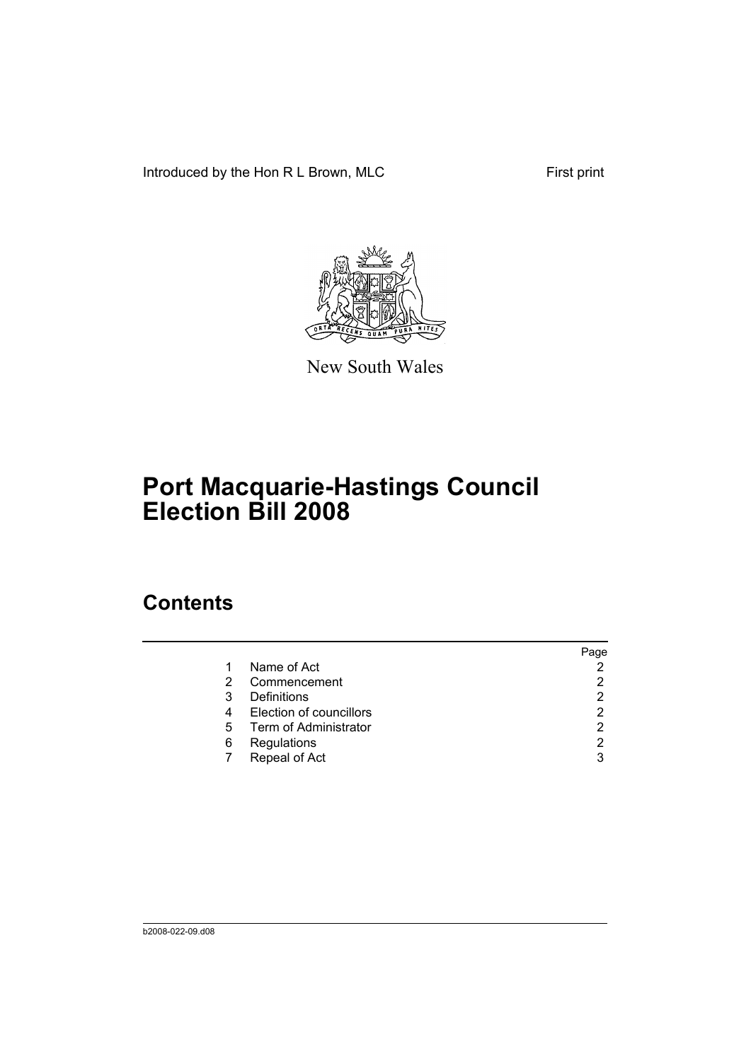Introduced by the Hon R L Brown, MLC

First print

New South Wales

# Port Macquarie-Hastings Council Election Bill 2008

## Contents

| | | Page |
|---|---|---|
| 1 | Name of Act | 2 |
| 2 | Commencement | 2 |
| 3 | Definitions | 2 |
| 4 | Election of councillors | 2 |
| 5 | Term of Administrator | 2 |
| 6 | Regulations | 2 |
| 7 | Repeal of Act | 3 |

b2008-022-09.d08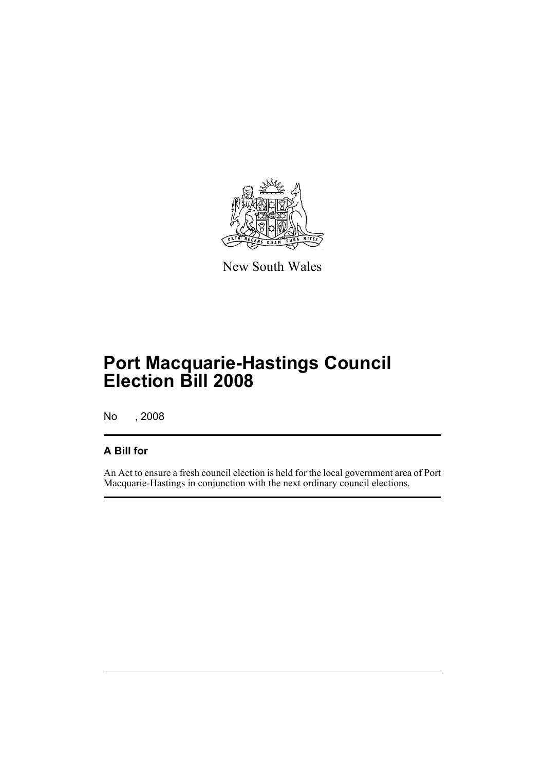New South Wales

# Port Macquarie-Hastings Council Election Bill 2008

No , 2008

## A Bill for

An Act to ensure a fresh council election is held for the local government area of Port Macquarie-Hastings in conjunction with the next ordinary council elections.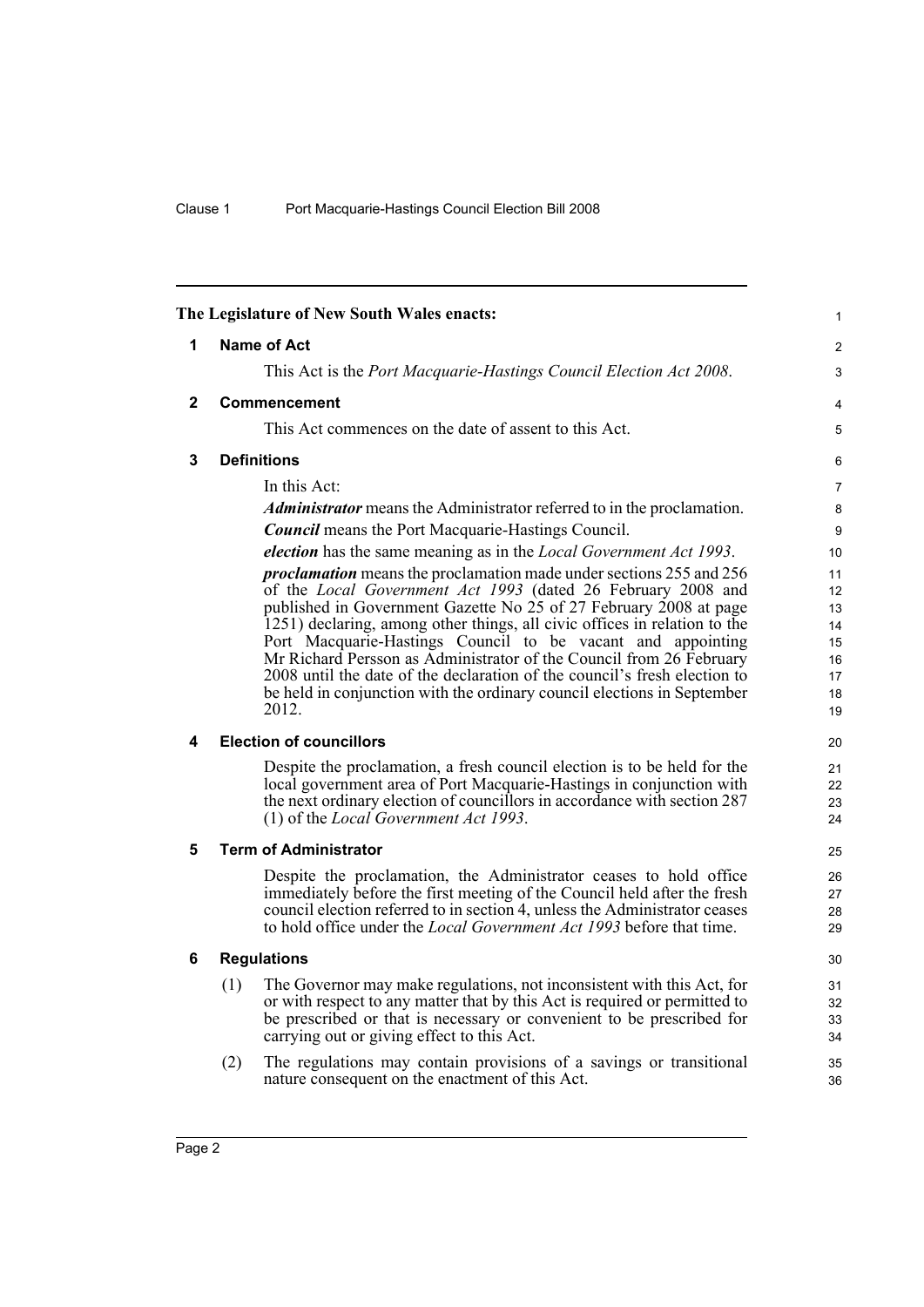The Legislature of New South Wales enacts:

## 1 Name of Act

This Act is the *Port Macquarie-Hastings Council Election Act 2008*.

## 2 Commencement

This Act commences on the date of assent to this Act.

## 3 Definitions

In this Act:

***Administrator*** means the Administrator referred to in the proclamation.

***Council*** means the Port Macquarie-Hastings Council.

***election*** has the same meaning as in the *Local Government Act 1993*.

***proclamation*** means the proclamation made under sections 255 and 256 of the *Local Government Act 1993* (dated 26 February 2008 and published in Government Gazette No 25 of 27 February 2008 at page 1251) declaring, among other things, all civic offices in relation to the Port Macquarie-Hastings Council to be vacant and appointing Mr Richard Persson as Administrator of the Council from 26 February 2008 until the date of the declaration of the council's fresh election to be held in conjunction with the ordinary council elections in September 2012.

## 4 Election of councillors

Despite the proclamation, a fresh council election is to be held for the local government area of Port Macquarie-Hastings in conjunction with the next ordinary election of councillors in accordance with section 287 (1) of the *Local Government Act 1993*.

## 5 Term of Administrator

Despite the proclamation, the Administrator ceases to hold office immediately before the first meeting of the Council held after the fresh council election referred to in section 4, unless the Administrator ceases to hold office under the *Local Government Act 1993* before that time.

## 6 Regulations

(1) The Governor may make regulations, not inconsistent with this Act, for or with respect to any matter that by this Act is required or permitted to be prescribed or that is necessary or convenient to be prescribed for carrying out or giving effect to this Act.

(2) The regulations may contain provisions of a savings or transitional nature consequent on the enactment of this Act.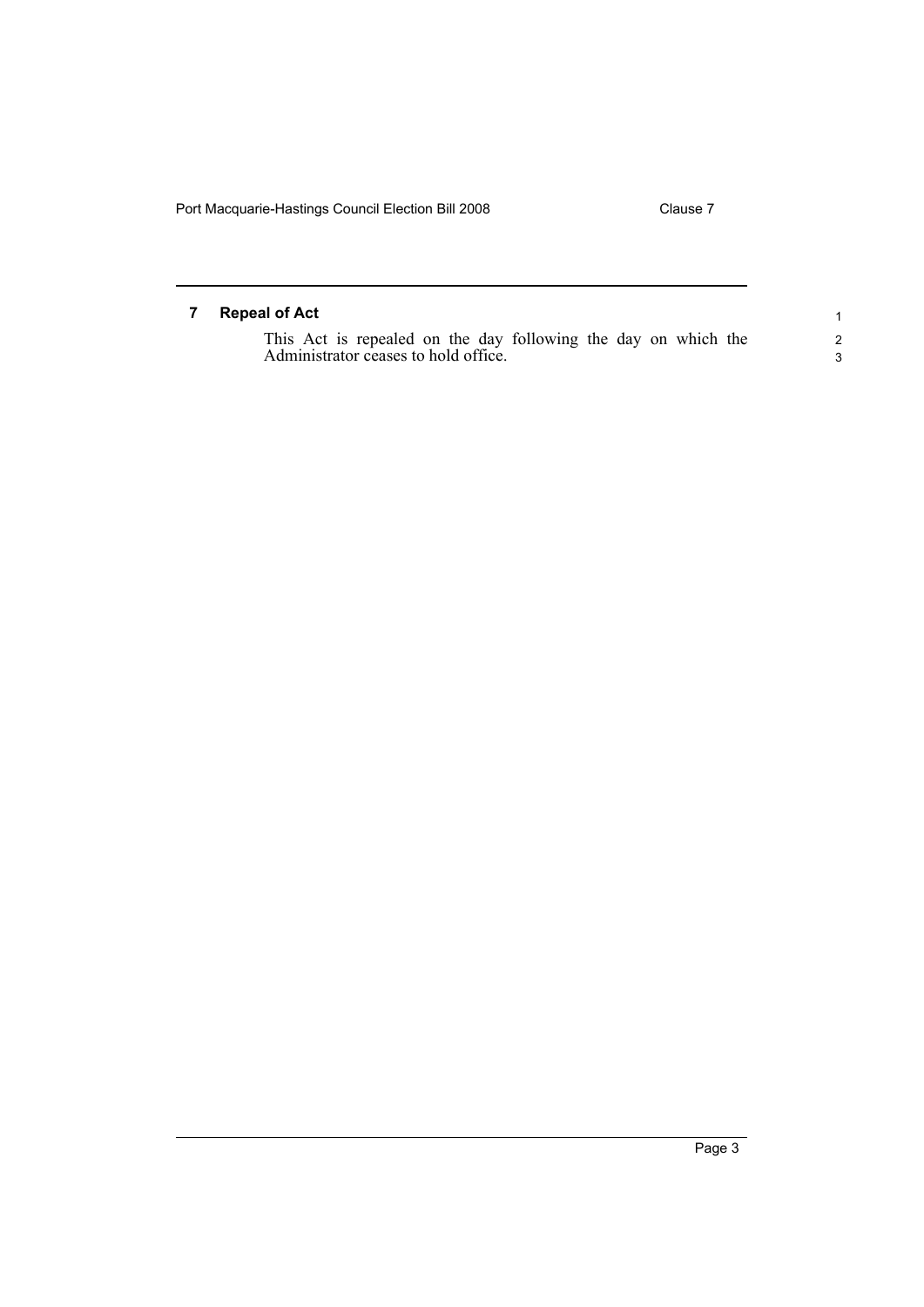## 7 Repeal of Act

This Act is repealed on the day following the day on which the Administrator ceases to hold office.